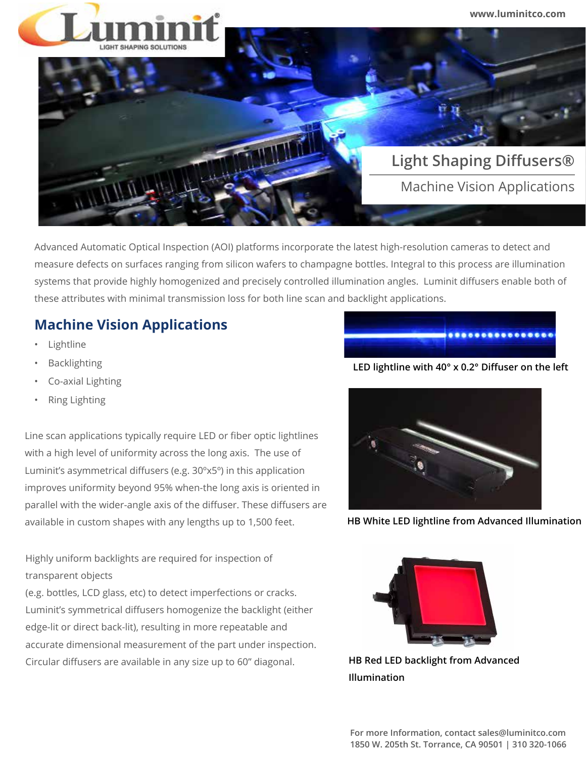# Light Shaping Diffusers®

## Machine Vision Applications

Advanced Automatic Optical Inspection (AOI) platforms incorporate the latest high-resolution cameras to detect and measure defects on surfaces ranging from silicon wafers to champagne bottles. Integral to this process are illumination systems that provide highly homogenized and precisely controlled illumination angles. Luminit diffusers enable both of these attributes with minimal transmission loss for both line scan and backlight applications.

## Machine Vision Applications

- Lightline
- Backlighting
- Co-axial Lighting
- Ring Lighting

Line scan applications typically require LED or fiber optic lightlines with a high level of uniformity across the long axis. The use of Luminit's asymmetrical diffusers (e.g. 30ºx5º) in this application improves uniformity beyond 95% when-the long axis is oriented in parallel with the wider-angle axis of the diffuser. These diffusers are available in custom shapes with any lengths up to 1,500 feet.

Highly uniform backlights are required for inspection of transparent objects (e.g. bottles, LCD glass, etc) to detect imperfections or cracks. Luminit's symmetrical diffusers homogenize the backlight (either edge-lit or direct back-lit), resulting in more repeatable and accurate dimensional measurement of the part under inspection. Circular diffusers are available in any size up to 60" diagonal.

LED lightline with 40° x 0.2° Diffuser on the left

HB White LED lightline from Advanced Illumination

HB Red LED backlight from Advanced Illumination

For more Information, contact sales@luminitco.com
1850 W. 205th St. Torrance, CA 90501 | 310 320-1066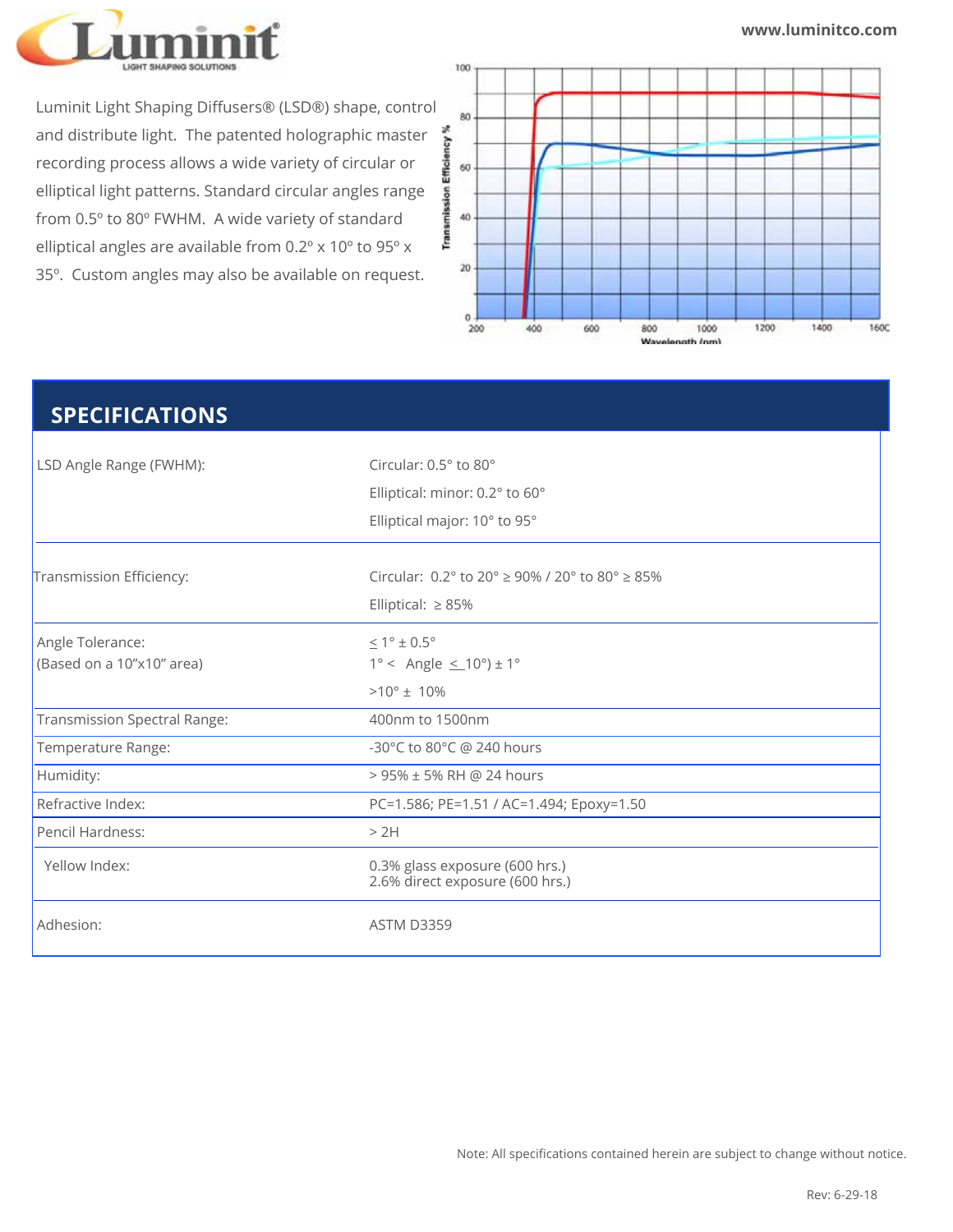Luminit
LIGHT SHAPING SOLUTIONS

www.luminitco.com

Luminit Light Shaping Diffusers® (LSD®) shape, control and distribute light. The patented holographic master recording process allows a wide variety of circular or elliptical light patterns. Standard circular angles range from 0.5º to 80º FWHM. A wide variety of standard elliptical angles are available from 0.2º x 10º to 95º x 35º. Custom angles may also be available on request.

Transmission Efficiency %
100
80
60
40
20
0
200
400
600
800
1000
1200
1400
1600
Wavelength (nm)

## SPECIFICATIONS

| | |
|---|---|
| LSD Angle Range (FWHM): | Circular: 0.5° to 80°<br>Elliptical: minor: 0.2° to 60°<br>Elliptical major: 10° to 95° |
| Transmission Efficiency: | Circular: 0.2° to 20° ≥ 90% / 20° to 80° ≥ 85%<br>Elliptical: ≥ 85% |
| Angle Tolerance:<br>(Based on a 10"x10" area) | ≤ 1° ± 0.5°<br>1° < Angle ≤ 10°) ± 1°<br>>10° ± 10% |
| Transmission Spectral Range: | 400nm to 1500nm |
| Temperature Range: | -30°C to 80°C @ 240 hours |
| Humidity: | > 95% ± 5% RH @ 24 hours |
| Refractive Index: | PC=1.586; PE=1.51 / AC=1.494; Epoxy=1.50 |
| Pencil Hardness: | > 2H |
| Yellow Index: | 0.3% glass exposure (600 hrs.)<br>2.6% direct exposure (600 hrs.) |
| Adhesion: | ASTM D3359 |

Note: All specifications contained herein are subject to change without notice.

Rev: 6-29-18